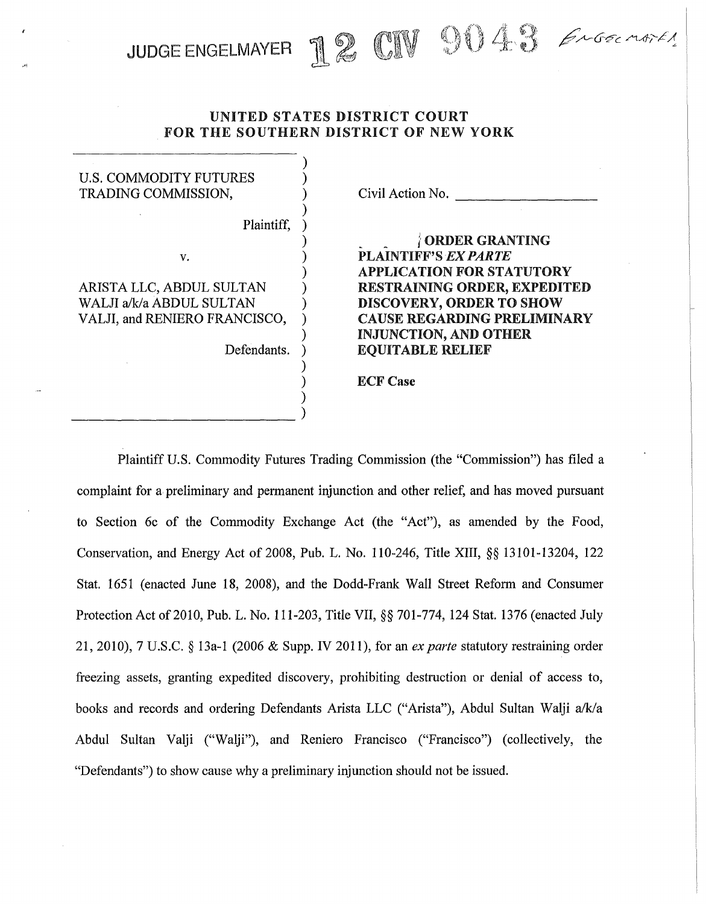JUDGE ENGELMAYER **12 CIV 9043** *Engelmayer*

**UNITED STATES DISTRICT COURT**
**FOR THE SOUTHERN DISTRICT OF NEW YORK**

| | |
|---|---|
| U.S. COMMODITY FUTURES TRADING COMMISSION,<br><br>Plaintiff,<br><br>v.<br><br>ARISTA LLC, ABDUL SULTAN WALJI a/k/a ABDUL SULTAN VALJI, and RENIERO FRANCISCO,<br><br>Defendants. | Civil Action No. \_\_\_\_\_\_\_\_\_\_\_\_\_\_\_\_<br><br>**ORDER GRANTING PLAINTIFF'S *EX PARTE* APPLICATION FOR STATUTORY RESTRAINING ORDER, EXPEDITED DISCOVERY, ORDER TO SHOW CAUSE REGARDING PRELIMINARY INJUNCTION, AND OTHER EQUITABLE RELIEF**<br><br>**ECF Case** |

Plaintiff U.S. Commodity Futures Trading Commission (the "Commission") has filed a complaint for a preliminary and permanent injunction and other relief, and has moved pursuant to Section 6c of the Commodity Exchange Act (the "Act"), as amended by the Food, Conservation, and Energy Act of 2008, Pub. L. No. 110-246, Title XIII, §§ 13101-13204, 122 Stat. 1651 (enacted June 18, 2008), and the Dodd-Frank Wall Street Reform and Consumer Protection Act of 2010, Pub. L. No. 111-203, Title VII, §§ 701-774, 124 Stat. 1376 (enacted July 21, 2010), 7 U.S.C. § 13a-1 (2006 & Supp. IV 2011), for an *ex parte* statutory restraining order freezing assets, granting expedited discovery, prohibiting destruction or denial of access to, books and records and ordering Defendants Arista LLC ("Arista"), Abdul Sultan Walji a/k/a Abdul Sultan Valji ("Walji"), and Reniero Francisco ("Francisco") (collectively, the "Defendants") to show cause why a preliminary injunction should not be issued.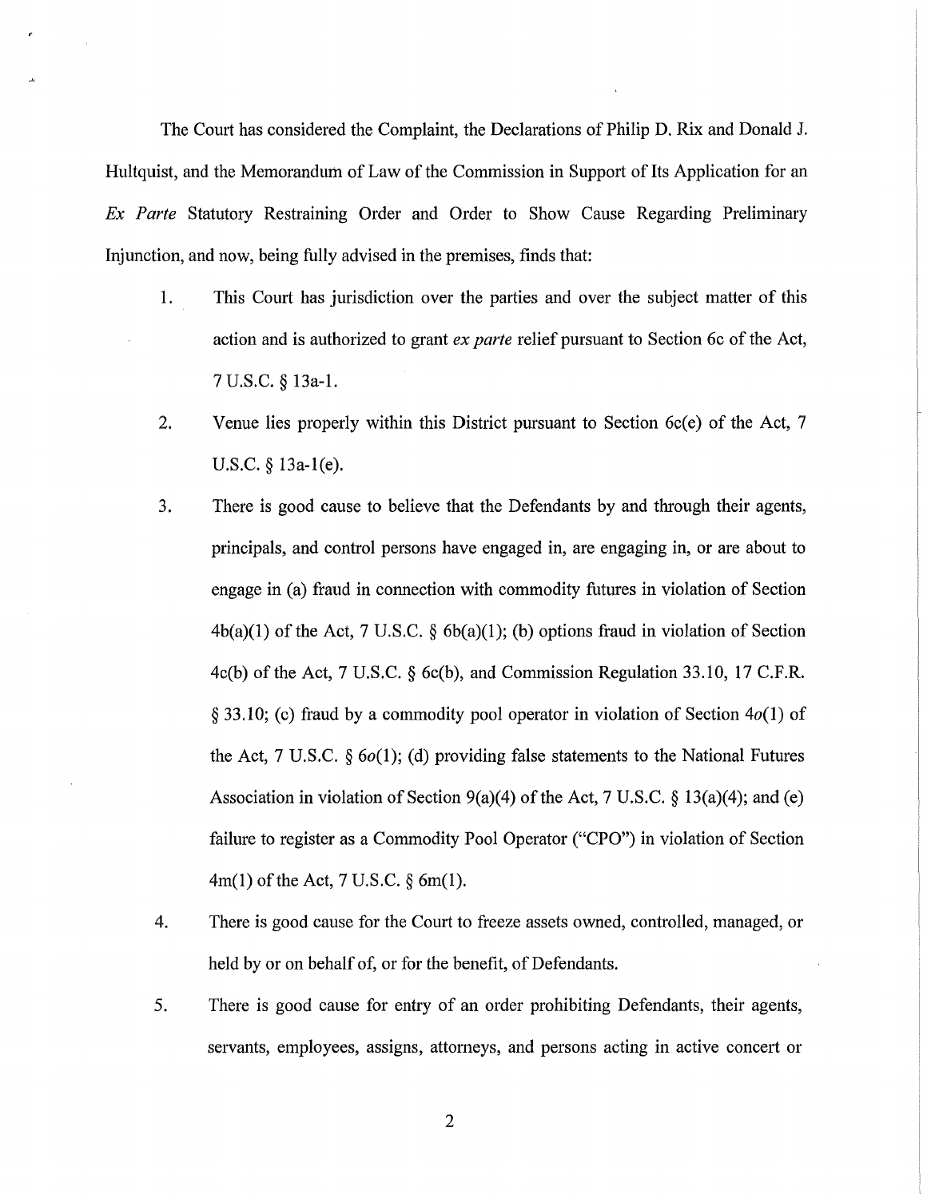The Court has considered the Complaint, the Declarations of Philip D. Rix and Donald J. Hultquist, and the Memorandum of Law of the Commission in Support of Its Application for an *Ex Parte* Statutory Restraining Order and Order to Show Cause Regarding Preliminary Injunction, and now, being fully advised in the premises, finds that:

1. This Court has jurisdiction over the parties and over the subject matter of this action and is authorized to grant *ex parte* relief pursuant to Section 6c of the Act, 7 U.S.C. § 13a-1.

2. Venue lies properly within this District pursuant to Section 6c(e) of the Act, 7 U.S.C. § 13a-1(e).

3. There is good cause to believe that the Defendants by and through their agents, principals, and control persons have engaged in, are engaging in, or are about to engage in (a) fraud in connection with commodity futures in violation of Section 4b(a)(1) of the Act, 7 U.S.C. § 6b(a)(1); (b) options fraud in violation of Section 4c(b) of the Act, 7 U.S.C. § 6c(b), and Commission Regulation 33.10, 17 C.F.R. § 33.10; (c) fraud by a commodity pool operator in violation of Section 4*o*(1) of the Act, 7 U.S.C. § 6*o*(1); (d) providing false statements to the National Futures Association in violation of Section 9(a)(4) of the Act, 7 U.S.C. § 13(a)(4); and (e) failure to register as a Commodity Pool Operator ("CPO") in violation of Section 4m(1) of the Act, 7 U.S.C. § 6m(1).

4. There is good cause for the Court to freeze assets owned, controlled, managed, or held by or on behalf of, or for the benefit, of Defendants.

5. There is good cause for entry of an order prohibiting Defendants, their agents, servants, employees, assigns, attorneys, and persons acting in active concert or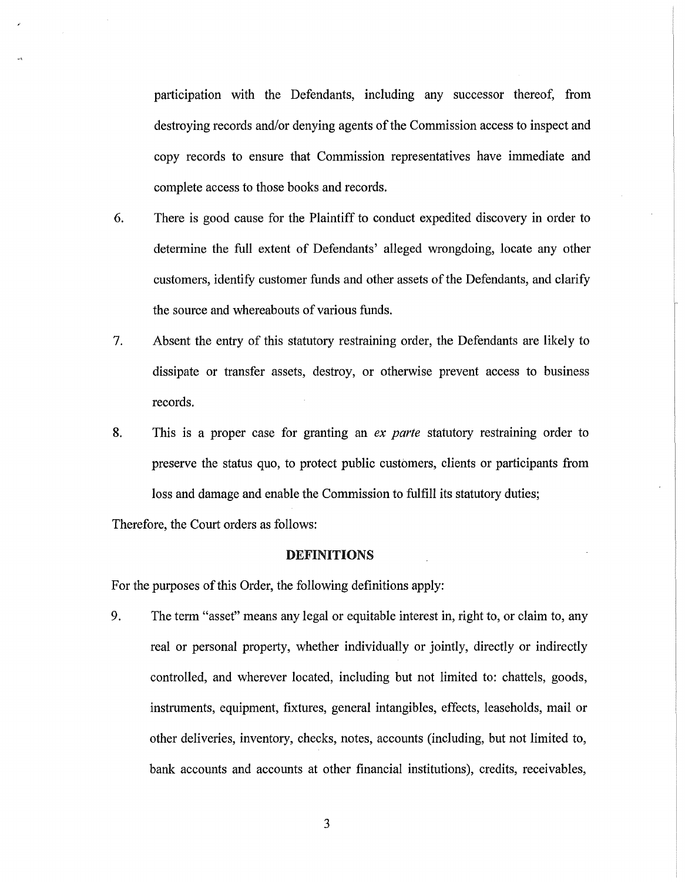participation with the Defendants, including any successor thereof, from destroying records and/or denying agents of the Commission access to inspect and copy records to ensure that Commission representatives have immediate and complete access to those books and records.

6. There is good cause for the Plaintiff to conduct expedited discovery in order to determine the full extent of Defendants' alleged wrongdoing, locate any other customers, identify customer funds and other assets of the Defendants, and clarify the source and whereabouts of various funds.

7. Absent the entry of this statutory restraining order, the Defendants are likely to dissipate or transfer assets, destroy, or otherwise prevent access to business records.

8. This is a proper case for granting an *ex parte* statutory restraining order to preserve the status quo, to protect public customers, clients or participants from loss and damage and enable the Commission to fulfill its statutory duties;

Therefore, the Court orders as follows:

## DEFINITIONS

For the purposes of this Order, the following definitions apply:

9. The term "asset" means any legal or equitable interest in, right to, or claim to, any real or personal property, whether individually or jointly, directly or indirectly controlled, and wherever located, including but not limited to: chattels, goods, instruments, equipment, fixtures, general intangibles, effects, leaseholds, mail or other deliveries, inventory, checks, notes, accounts (including, but not limited to, bank accounts and accounts at other financial institutions), credits, receivables,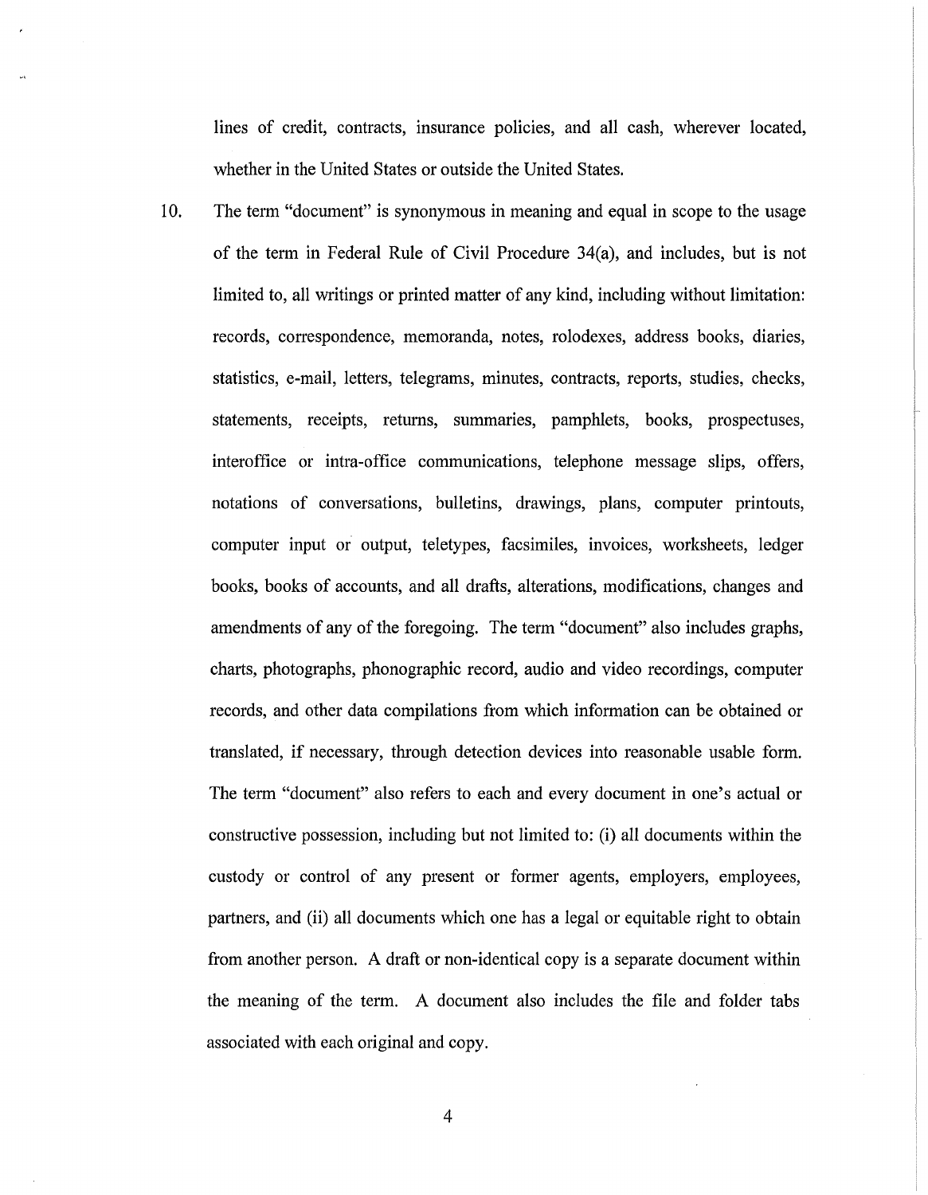lines of credit, contracts, insurance policies, and all cash, wherever located, whether in the United States or outside the United States.

10. The term "document" is synonymous in meaning and equal in scope to the usage of the term in Federal Rule of Civil Procedure 34(a), and includes, but is not limited to, all writings or printed matter of any kind, including without limitation: records, correspondence, memoranda, notes, rolodexes, address books, diaries, statistics, e-mail, letters, telegrams, minutes, contracts, reports, studies, checks, statements, receipts, returns, summaries, pamphlets, books, prospectuses, interoffice or intra-office communications, telephone message slips, offers, notations of conversations, bulletins, drawings, plans, computer printouts, computer input or output, teletypes, facsimiles, invoices, worksheets, ledger books, books of accounts, and all drafts, alterations, modifications, changes and amendments of any of the foregoing. The term "document" also includes graphs, charts, photographs, phonographic record, audio and video recordings, computer records, and other data compilations from which information can be obtained or translated, if necessary, through detection devices into reasonable usable form. The term "document" also refers to each and every document in one's actual or constructive possession, including but not limited to: (i) all documents within the custody or control of any present or former agents, employers, employees, partners, and (ii) all documents which one has a legal or equitable right to obtain from another person. A draft or non-identical copy is a separate document within the meaning of the term. A document also includes the file and folder tabs associated with each original and copy.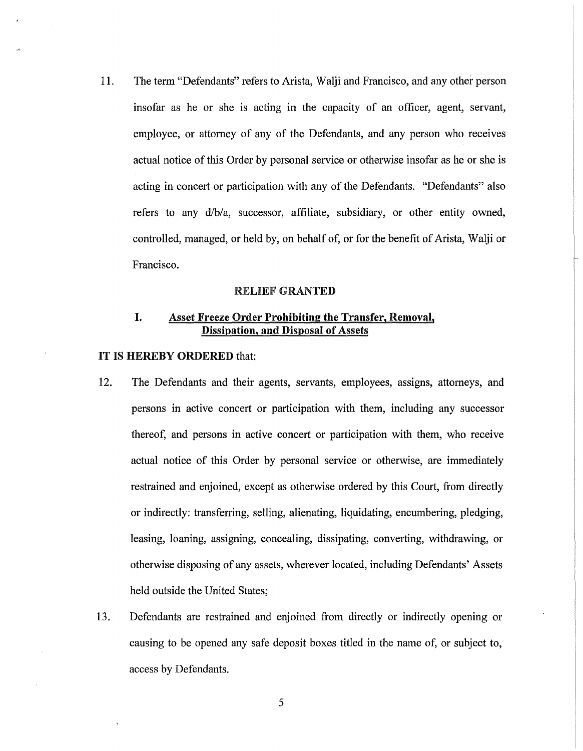11. The term "Defendants" refers to Arista, Walji and Francisco, and any other person insofar as he or she is acting in the capacity of an officer, agent, servant, employee, or attorney of any of the Defendants, and any person who receives actual notice of this Order by personal service or otherwise insofar as he or she is acting in concert or participation with any of the Defendants. "Defendants" also refers to any d/b/a, successor, affiliate, subsidiary, or other entity owned, controlled, managed, or held by, on behalf of, or for the benefit of Arista, Walji or Francisco.

## RELIEF GRANTED

### I. Asset Freeze Order Prohibiting the Transfer, Removal, Dissipation, and Disposal of Assets

**IT IS HEREBY ORDERED** that:

12. The Defendants and their agents, servants, employees, assigns, attorneys, and persons in active concert or participation with them, including any successor thereof, and persons in active concert or participation with them, who receive actual notice of this Order by personal service or otherwise, are immediately restrained and enjoined, except as otherwise ordered by this Court, from directly or indirectly: transferring, selling, alienating, liquidating, encumbering, pledging, leasing, loaning, assigning, concealing, dissipating, converting, withdrawing, or otherwise disposing of any assets, wherever located, including Defendants' Assets held outside the United States;

13. Defendants are restrained and enjoined from directly or indirectly opening or causing to be opened any safe deposit boxes titled in the name of, or subject to, access by Defendants.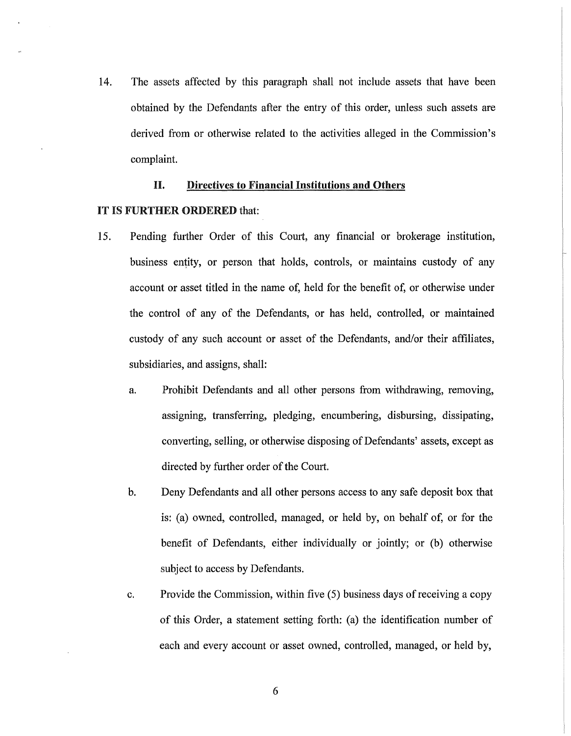14. The assets affected by this paragraph shall not include assets that have been obtained by the Defendants after the entry of this order, unless such assets are derived from or otherwise related to the activities alleged in the Commission's complaint.

## II. Directives to Financial Institutions and Others

**IT IS FURTHER ORDERED** that:

15. Pending further Order of this Court, any financial or brokerage institution, business entity, or person that holds, controls, or maintains custody of any account or asset titled in the name of, held for the benefit of, or otherwise under the control of any of the Defendants, or has held, controlled, or maintained custody of any such account or asset of the Defendants, and/or their affiliates, subsidiaries, and assigns, shall:

    a. Prohibit Defendants and all other persons from withdrawing, removing, assigning, transferring, pledging, encumbering, disbursing, dissipating, converting, selling, or otherwise disposing of Defendants' assets, except as directed by further order of the Court.

    b. Deny Defendants and all other persons access to any safe deposit box that is: (a) owned, controlled, managed, or held by, on behalf of, or for the benefit of Defendants, either individually or jointly; or (b) otherwise subject to access by Defendants.

    c. Provide the Commission, within five (5) business days of receiving a copy of this Order, a statement setting forth: (a) the identification number of each and every account or asset owned, controlled, managed, or held by,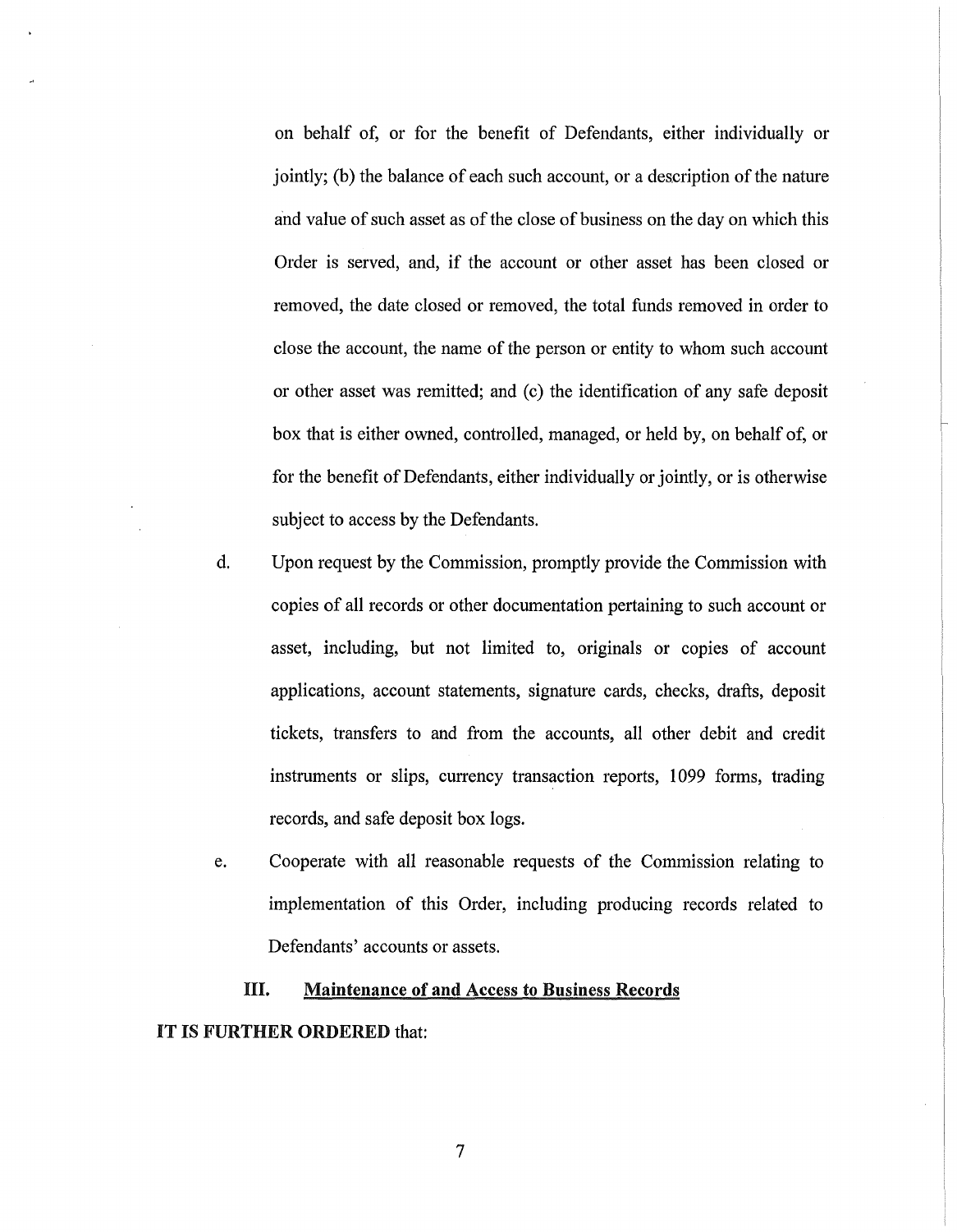on behalf of, or for the benefit of Defendants, either individually or jointly; (b) the balance of each such account, or a description of the nature and value of such asset as of the close of business on the day on which this Order is served, and, if the account or other asset has been closed or removed, the date closed or removed, the total funds removed in order to close the account, the name of the person or entity to whom such account or other asset was remitted; and (c) the identification of any safe deposit box that is either owned, controlled, managed, or held by, on behalf of, or for the benefit of Defendants, either individually or jointly, or is otherwise subject to access by the Defendants.

d. Upon request by the Commission, promptly provide the Commission with copies of all records or other documentation pertaining to such account or asset, including, but not limited to, originals or copies of account applications, account statements, signature cards, checks, drafts, deposit tickets, transfers to and from the accounts, all other debit and credit instruments or slips, currency transaction reports, 1099 forms, trading records, and safe deposit box logs.

e. Cooperate with all reasonable requests of the Commission relating to implementation of this Order, including producing records related to Defendants' accounts or assets.

## III. Maintenance of and Access to Business Records

**IT IS FURTHER ORDERED** that: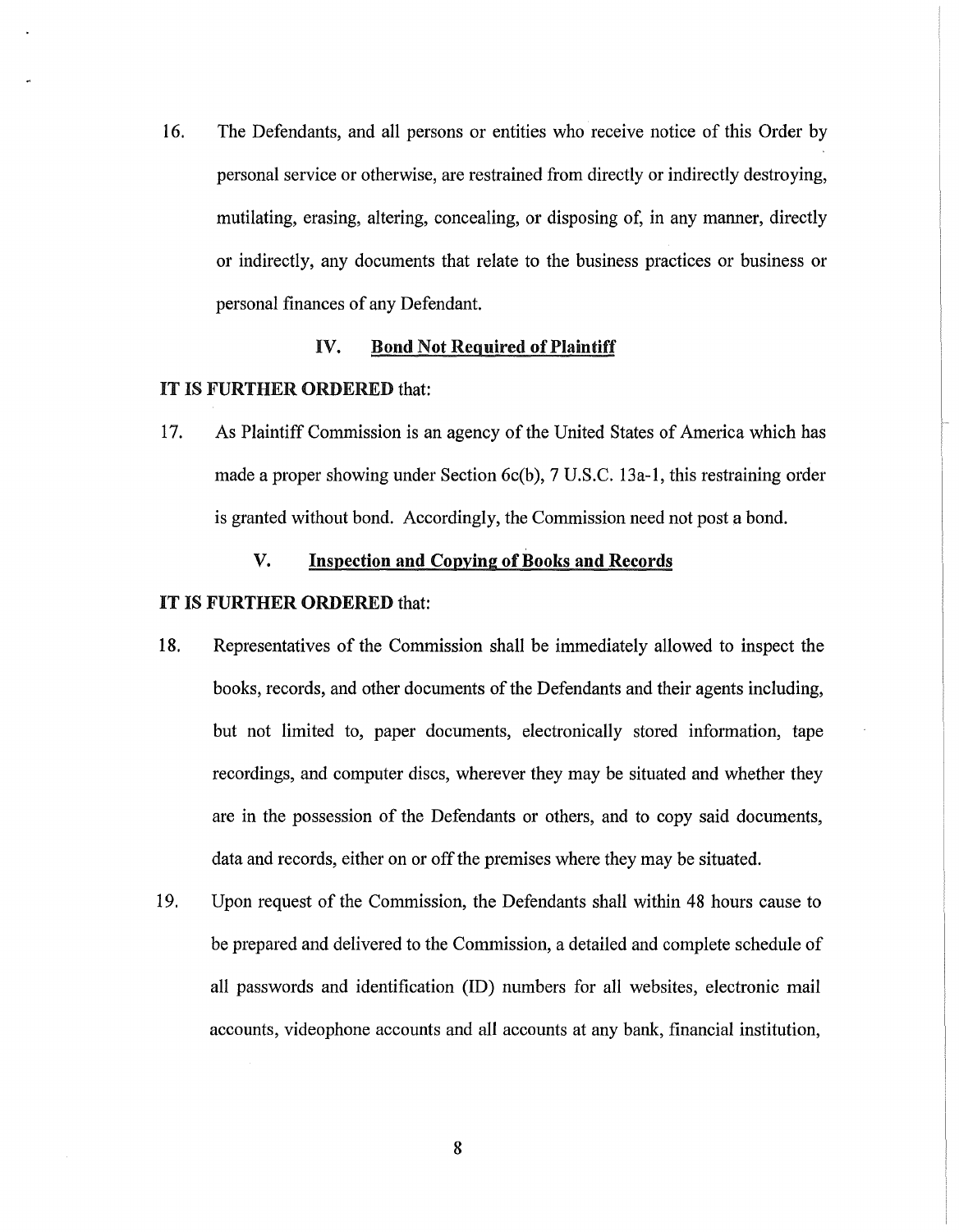16. The Defendants, and all persons or entities who receive notice of this Order by personal service or otherwise, are restrained from directly or indirectly destroying, mutilating, erasing, altering, concealing, or disposing of, in any manner, directly or indirectly, any documents that relate to the business practices or business or personal finances of any Defendant.

### IV. <u>Bond Not Required of Plaintiff</u>

**IT IS FURTHER ORDERED** that:

17. As Plaintiff Commission is an agency of the United States of America which has made a proper showing under Section 6c(b), 7 U.S.C. 13a-1, this restraining order is granted without bond. Accordingly, the Commission need not post a bond.

### V. <u>Inspection and Copying of Books and Records</u>

**IT IS FURTHER ORDERED** that:

18. Representatives of the Commission shall be immediately allowed to inspect the books, records, and other documents of the Defendants and their agents including, but not limited to, paper documents, electronically stored information, tape recordings, and computer discs, wherever they may be situated and whether they are in the possession of the Defendants or others, and to copy said documents, data and records, either on or off the premises where they may be situated.

19. Upon request of the Commission, the Defendants shall within 48 hours cause to be prepared and delivered to the Commission, a detailed and complete schedule of all passwords and identification (ID) numbers for all websites, electronic mail accounts, videophone accounts and all accounts at any bank, financial institution,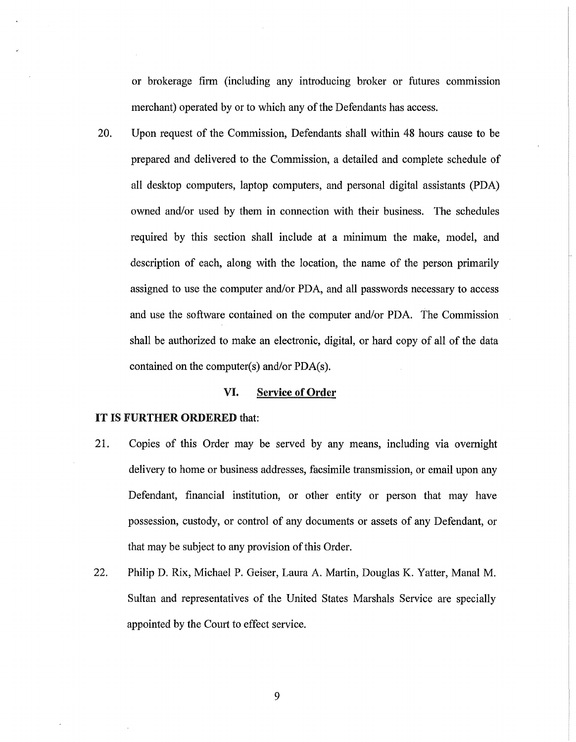or brokerage firm (including any introducing broker or futures commission merchant) operated by or to which any of the Defendants has access.

20. Upon request of the Commission, Defendants shall within 48 hours cause to be prepared and delivered to the Commission, a detailed and complete schedule of all desktop computers, laptop computers, and personal digital assistants (PDA) owned and/or used by them in connection with their business. The schedules required by this section shall include at a minimum the make, model, and description of each, along with the location, the name of the person primarily assigned to use the computer and/or PDA, and all passwords necessary to access and use the software contained on the computer and/or PDA. The Commission shall be authorized to make an electronic, digital, or hard copy of all of the data contained on the computer(s) and/or PDA(s).

## VI. Service of Order

**IT IS FURTHER ORDERED** that:

21. Copies of this Order may be served by any means, including via overnight delivery to home or business addresses, facsimile transmission, or email upon any Defendant, financial institution, or other entity or person that may have possession, custody, or control of any documents or assets of any Defendant, or that may be subject to any provision of this Order.

22. Philip D. Rix, Michael P. Geiser, Laura A. Martin, Douglas K. Yatter, Manal M. Sultan and representatives of the United States Marshals Service are specially appointed by the Court to effect service.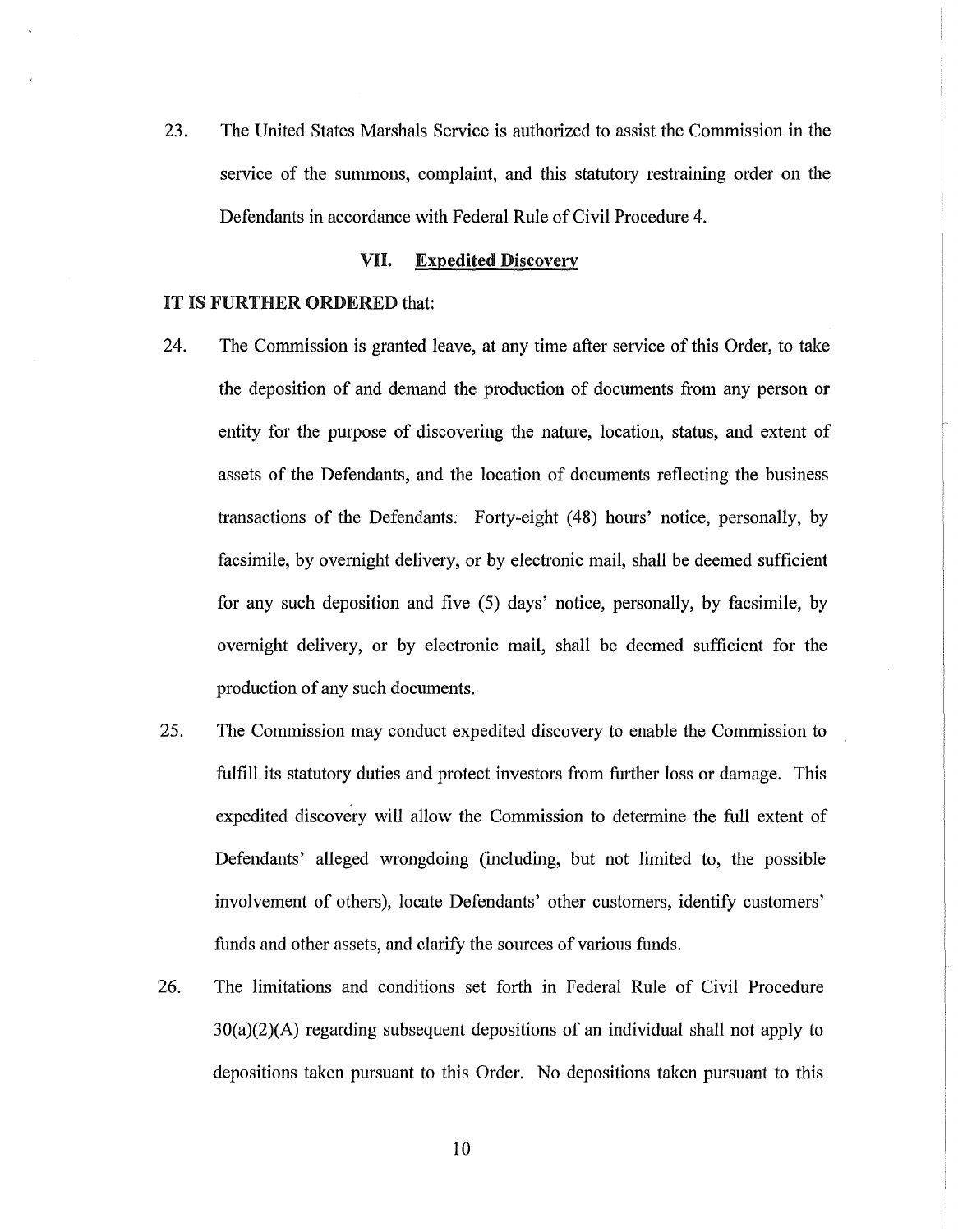23. The United States Marshals Service is authorized to assist the Commission in the service of the summons, complaint, and this statutory restraining order on the Defendants in accordance with Federal Rule of Civil Procedure 4.

## VII. Expedited Discovery

**IT IS FURTHER ORDERED** that:

24. The Commission is granted leave, at any time after service of this Order, to take the deposition of and demand the production of documents from any person or entity for the purpose of discovering the nature, location, status, and extent of assets of the Defendants, and the location of documents reflecting the business transactions of the Defendants. Forty-eight (48) hours' notice, personally, by facsimile, by overnight delivery, or by electronic mail, shall be deemed sufficient for any such deposition and five (5) days' notice, personally, by facsimile, by overnight delivery, or by electronic mail, shall be deemed sufficient for the production of any such documents.

25. The Commission may conduct expedited discovery to enable the Commission to fulfill its statutory duties and protect investors from further loss or damage. This expedited discovery will allow the Commission to determine the full extent of Defendants' alleged wrongdoing (including, but not limited to, the possible involvement of others), locate Defendants' other customers, identify customers' funds and other assets, and clarify the sources of various funds.

26. The limitations and conditions set forth in Federal Rule of Civil Procedure 30(a)(2)(A) regarding subsequent depositions of an individual shall not apply to depositions taken pursuant to this Order. No depositions taken pursuant to this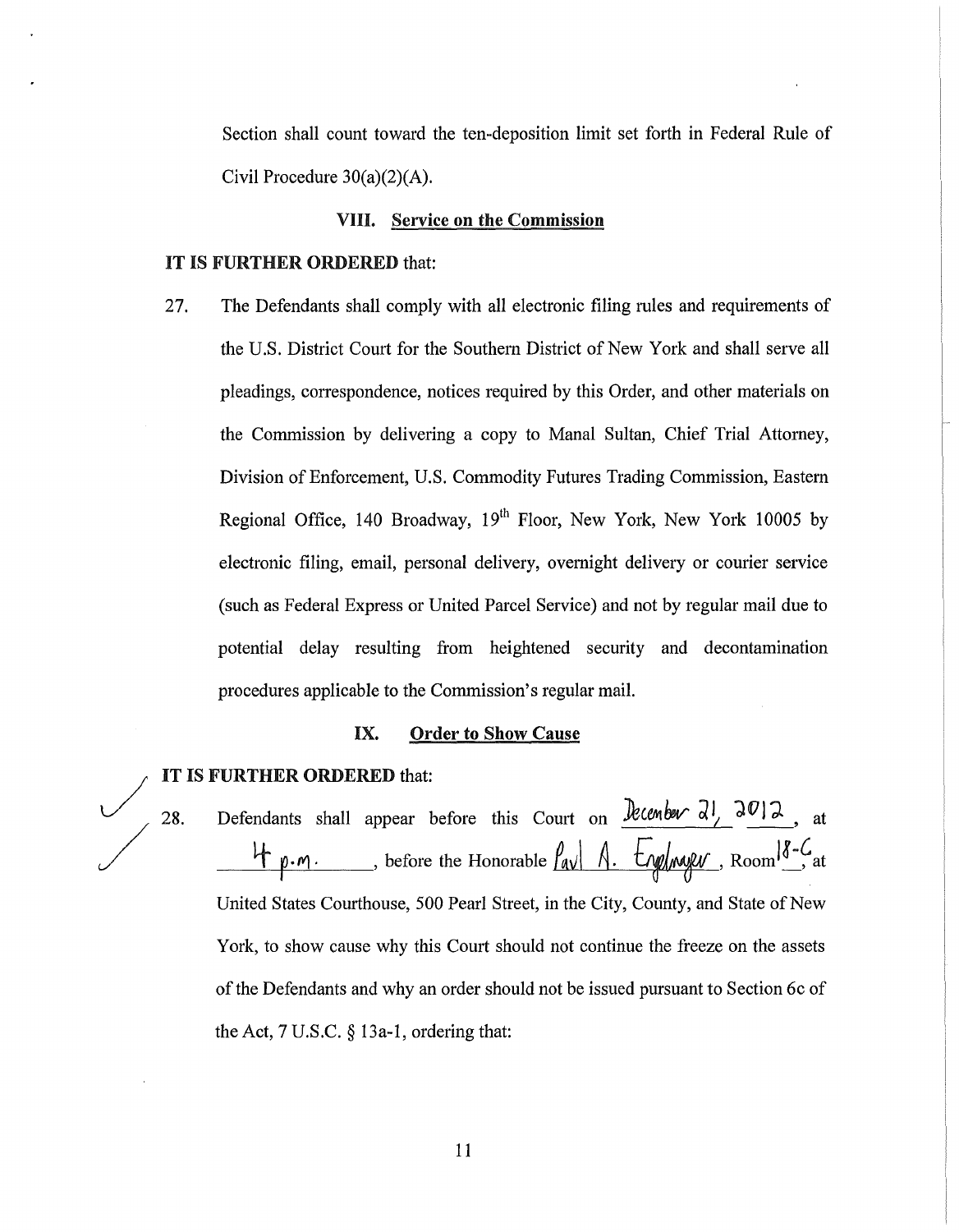Section shall count toward the ten-deposition limit set forth in Federal Rule of Civil Procedure 30(a)(2)(A).

### VIII. Service on the Commission

**IT IS FURTHER ORDERED** that:

27. The Defendants shall comply with all electronic filing rules and requirements of the U.S. District Court for the Southern District of New York and shall serve all pleadings, correspondence, notices required by this Order, and other materials on the Commission by delivering a copy to Manal Sultan, Chief Trial Attorney, Division of Enforcement, U.S. Commodity Futures Trading Commission, Eastern Regional Office, 140 Broadway, 19th Floor, New York, New York 10005 by electronic filing, email, personal delivery, overnight delivery or courier service (such as Federal Express or United Parcel Service) and not by regular mail due to potential delay resulting from heightened security and decontamination procedures applicable to the Commission's regular mail.

### IX. Order to Show Cause

**IT IS FURTHER ORDERED** that:

28. Defendants shall appear before this Court on December 21, 2012, at 4 p.m., before the Honorable Paul A. Engelmayer, Room 18-C at United States Courthouse, 500 Pearl Street, in the City, County, and State of New York, to show cause why this Court should not continue the freeze on the assets of the Defendants and why an order should not be issued pursuant to Section 6c of the Act, 7 U.S.C. § 13a-1, ordering that: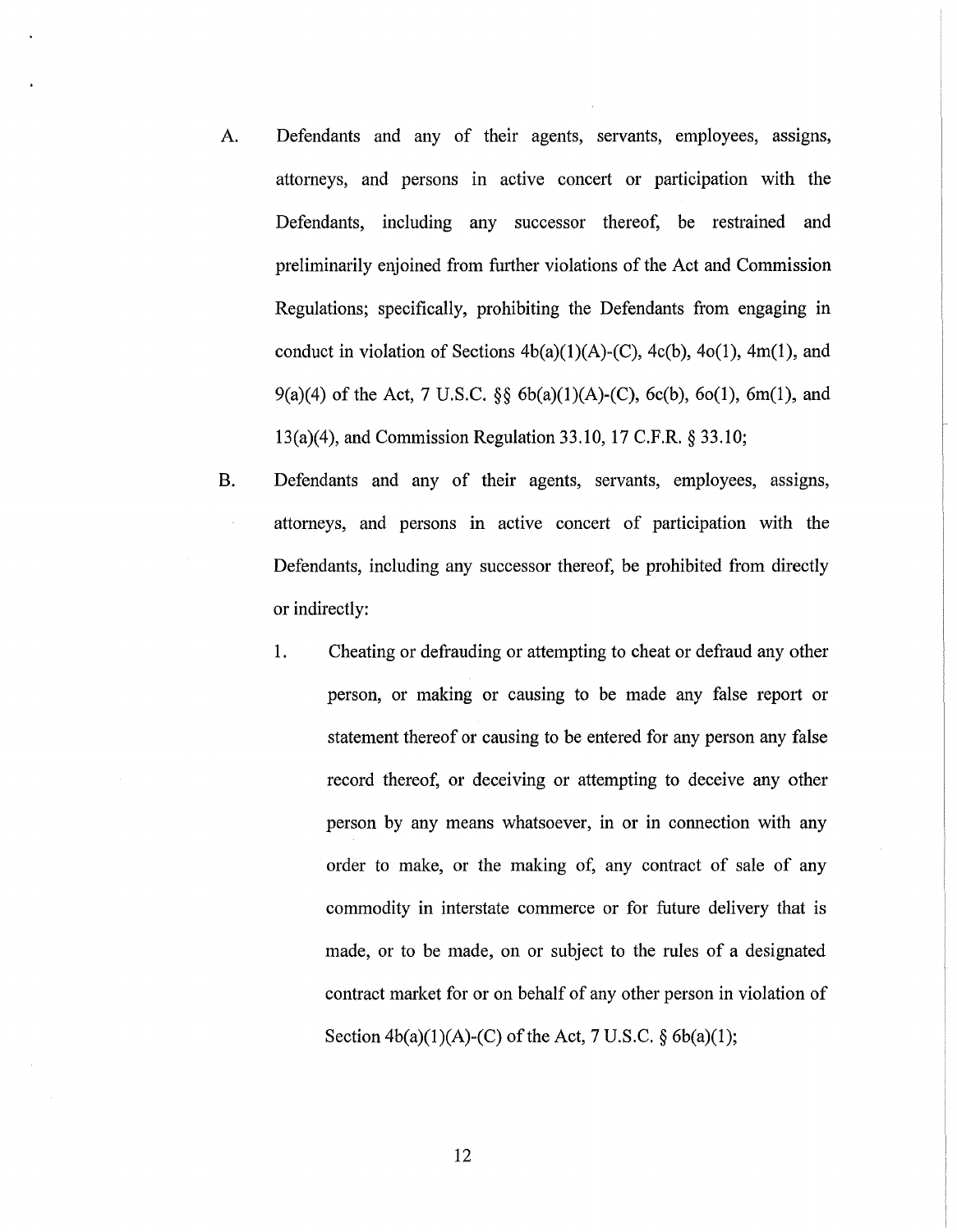A. Defendants and any of their agents, servants, employees, assigns, attorneys, and persons in active concert or participation with the Defendants, including any successor thereof, be restrained and preliminarily enjoined from further violations of the Act and Commission Regulations; specifically, prohibiting the Defendants from engaging in conduct in violation of Sections 4b(a)(1)(A)-(C), 4c(b), 4o(1), 4m(1), and 9(a)(4) of the Act, 7 U.S.C. §§ 6b(a)(1)(A)-(C), 6c(b), 6o(1), 6m(1), and 13(a)(4), and Commission Regulation 33.10, 17 C.F.R. § 33.10;

B. Defendants and any of their agents, servants, employees, assigns, attorneys, and persons in active concert of participation with the Defendants, including any successor thereof, be prohibited from directly or indirectly:

   1. Cheating or defrauding or attempting to cheat or defraud any other person, or making or causing to be made any false report or statement thereof or causing to be entered for any person any false record thereof, or deceiving or attempting to deceive any other person by any means whatsoever, in or in connection with any order to make, or the making of, any contract of sale of any commodity in interstate commerce or for future delivery that is made, or to be made, on or subject to the rules of a designated contract market for or on behalf of any other person in violation of Section 4b(a)(1)(A)-(C) of the Act, 7 U.S.C. § 6b(a)(1);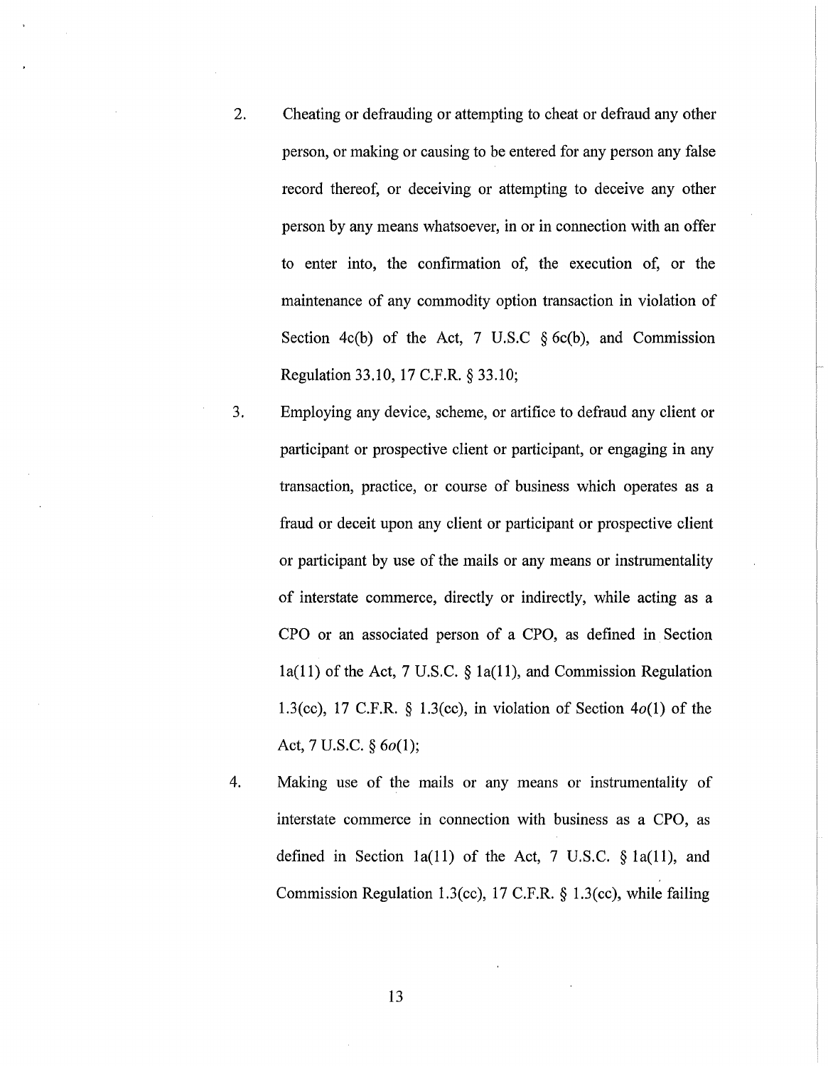2. Cheating or defrauding or attempting to cheat or defraud any other person, or making or causing to be entered for any person any false record thereof, or deceiving or attempting to deceive any other person by any means whatsoever, in or in connection with an offer to enter into, the confirmation of, the execution of, or the maintenance of any commodity option transaction in violation of Section 4c(b) of the Act, 7 U.S.C § 6c(b), and Commission Regulation 33.10, 17 C.F.R. § 33.10;

3. Employing any device, scheme, or artifice to defraud any client or participant or prospective client or participant, or engaging in any transaction, practice, or course of business which operates as a fraud or deceit upon any client or participant or prospective client or participant by use of the mails or any means or instrumentality of interstate commerce, directly or indirectly, while acting as a CPO or an associated person of a CPO, as defined in Section 1a(11) of the Act, 7 U.S.C. § 1a(11), and Commission Regulation 1.3(cc), 17 C.F.R. § 1.3(cc), in violation of Section 4*o*(1) of the Act, 7 U.S.C. § 6*o*(1);

4. Making use of the mails or any means or instrumentality of interstate commerce in connection with business as a CPO, as defined in Section 1a(11) of the Act, 7 U.S.C. § 1a(11), and Commission Regulation 1.3(cc), 17 C.F.R. § 1.3(cc), while failing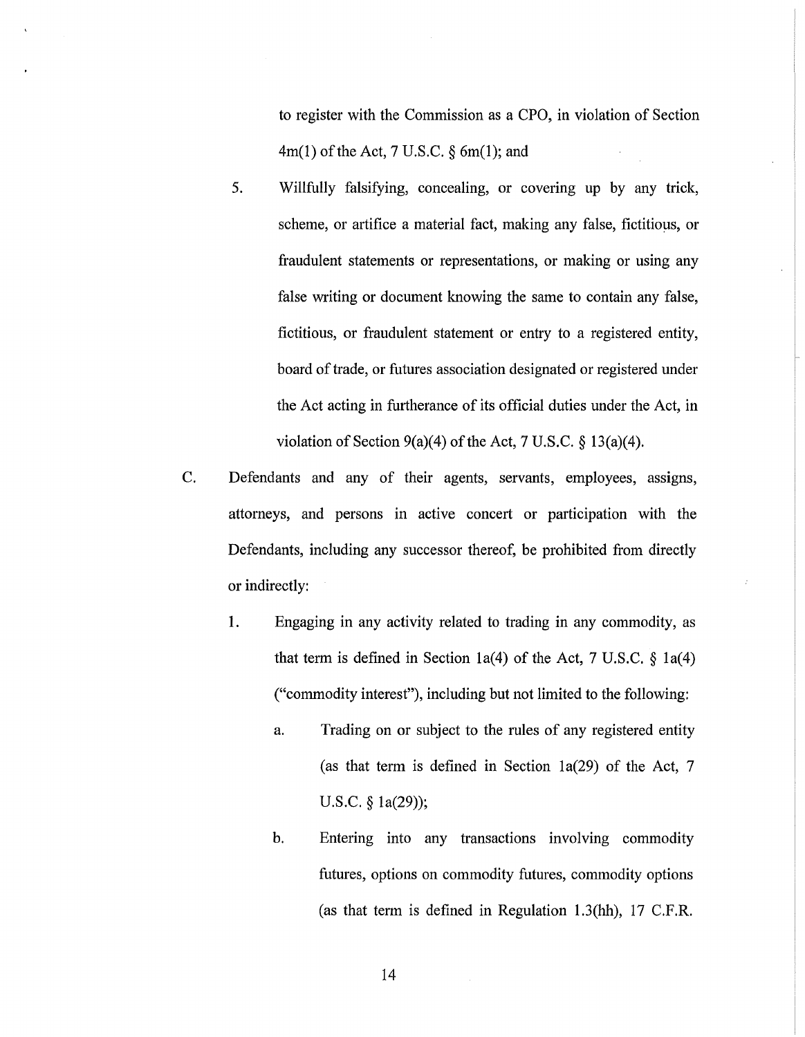to register with the Commission as a CPO, in violation of Section 4m(1) of the Act, 7 U.S.C. § 6m(1); and

5. Willfully falsifying, concealing, or covering up by any trick, scheme, or artifice a material fact, making any false, fictitious, or fraudulent statements or representations, or making or using any false writing or document knowing the same to contain any false, fictitious, or fraudulent statement or entry to a registered entity, board of trade, or futures association designated or registered under the Act acting in furtherance of its official duties under the Act, in violation of Section 9(a)(4) of the Act, 7 U.S.C. § 13(a)(4).

C. Defendants and any of their agents, servants, employees, assigns, attorneys, and persons in active concert or participation with the Defendants, including any successor thereof, be prohibited from directly or indirectly:

1. Engaging in any activity related to trading in any commodity, as that term is defined in Section 1a(4) of the Act, 7 U.S.C. § 1a(4) ("commodity interest"), including but not limited to the following:

   a. Trading on or subject to the rules of any registered entity (as that term is defined in Section 1a(29) of the Act, 7 U.S.C. § 1a(29));

   b. Entering into any transactions involving commodity futures, options on commodity futures, commodity options (as that term is defined in Regulation 1.3(hh), 17 C.F.R.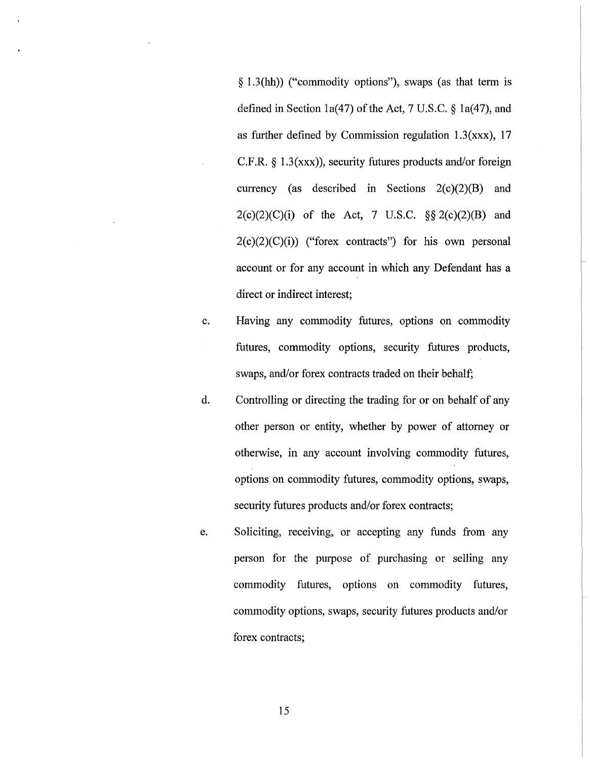§ 1.3(hh)) ("commodity options"), swaps (as that term is defined in Section 1a(47) of the Act, 7 U.S.C. § 1a(47), and as further defined by Commission regulation 1.3(xxx), 17 C.F.R. § 1.3(xxx)), security futures products and/or foreign currency (as described in Sections 2(c)(2)(B) and 2(c)(2)(C)(i) of the Act, 7 U.S.C. §§ 2(c)(2)(B) and 2(c)(2)(C)(i)) ("forex contracts") for his own personal account or for any account in which any Defendant has a direct or indirect interest;

c. Having any commodity futures, options on commodity futures, commodity options, security futures products, swaps, and/or forex contracts traded on their behalf;

d. Controlling or directing the trading for or on behalf of any other person or entity, whether by power of attorney or otherwise, in any account involving commodity futures, options on commodity futures, commodity options, swaps, security futures products and/or forex contracts;

e. Soliciting, receiving, or accepting any funds from any person for the purpose of purchasing or selling any commodity futures, options on commodity futures, commodity options, swaps, security futures products and/or forex contracts;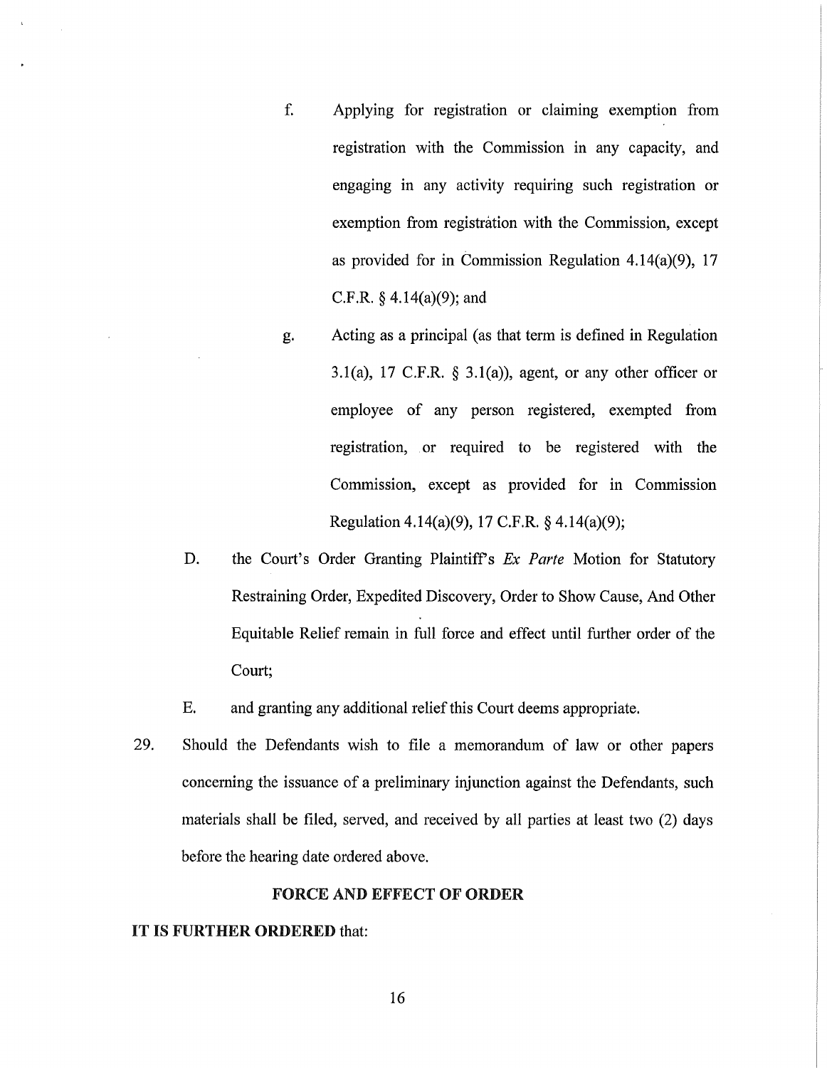f. Applying for registration or claiming exemption from registration with the Commission in any capacity, and engaging in any activity requiring such registration or exemption from registration with the Commission, except as provided for in Commission Regulation 4.14(a)(9), 17 C.F.R. § 4.14(a)(9); and

g. Acting as a principal (as that term is defined in Regulation 3.1(a), 17 C.F.R. § 3.1(a)), agent, or any other officer or employee of any person registered, exempted from registration, or required to be registered with the Commission, except as provided for in Commission Regulation 4.14(a)(9), 17 C.F.R. § 4.14(a)(9);

D. the Court's Order Granting Plaintiff's *Ex Parte* Motion for Statutory Restraining Order, Expedited Discovery, Order to Show Cause, And Other Equitable Relief remain in full force and effect until further order of the Court;

E. and granting any additional relief this Court deems appropriate.

29. Should the Defendants wish to file a memorandum of law or other papers concerning the issuance of a preliminary injunction against the Defendants, such materials shall be filed, served, and received by all parties at least two (2) days before the hearing date ordered above.

## FORCE AND EFFECT OF ORDER

**IT IS FURTHER ORDERED** that: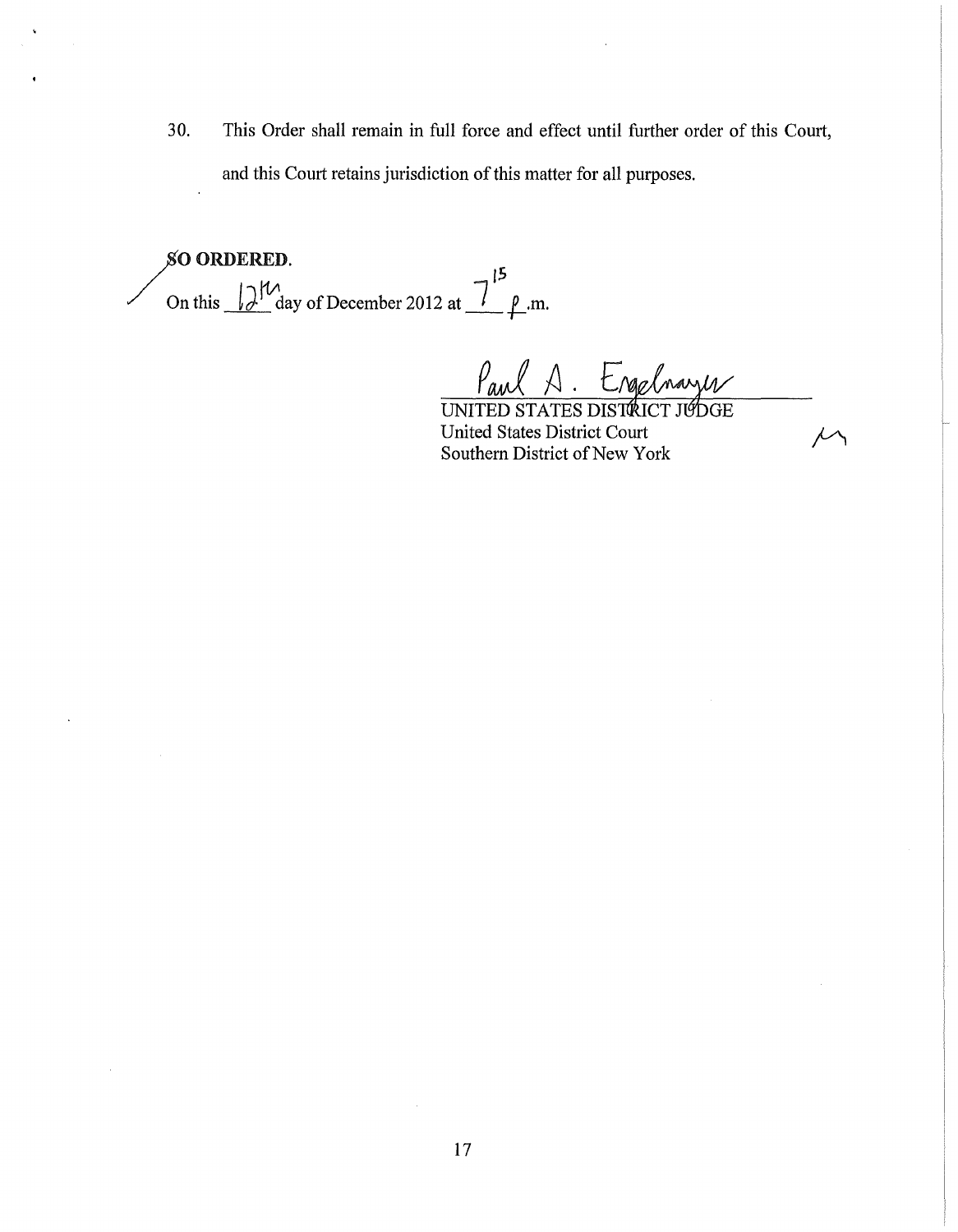30. This Order shall remain in full force and effect until further order of this Court, and this Court retains jurisdiction of this matter for all purposes.

**SO ORDERED.**

On this 12th day of December 2012 at 7:15 p.m.

Paul A. Engelmayer
UNITED STATES DISTRICT JUDGE
United States District Court
Southern District of New York